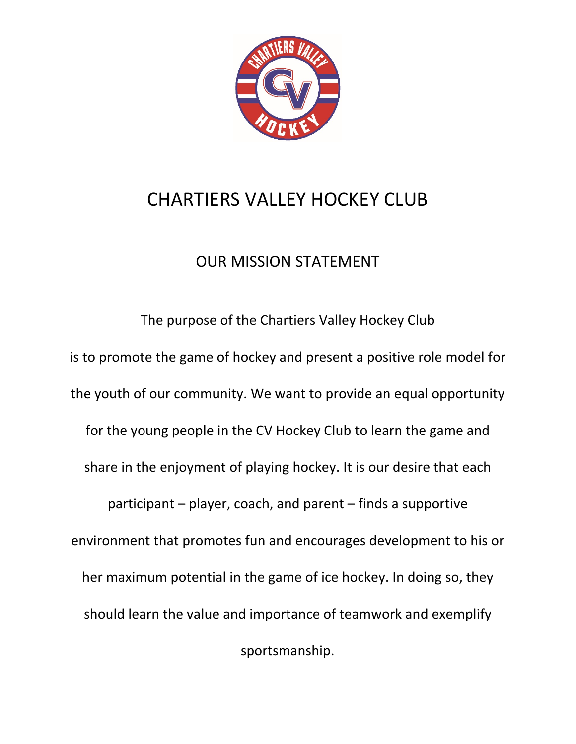# CHARTIERS VALLEY HOCKEY CLUB

## OUR MISSION STATEMENT

The purpose of the Chartiers Valley Hockey Club is to promote the game of hockey and present a positive role model for the youth of our community. We want to provide an equal opportunity for the young people in the CV Hockey Club to learn the game and share in the enjoyment of playing hockey. It is our desire that each participant – player, coach, and parent – finds a supportive environment that promotes fun and encourages development to his or her maximum potential in the game of ice hockey. In doing so, they should learn the value and importance of teamwork and exemplify sportsmanship.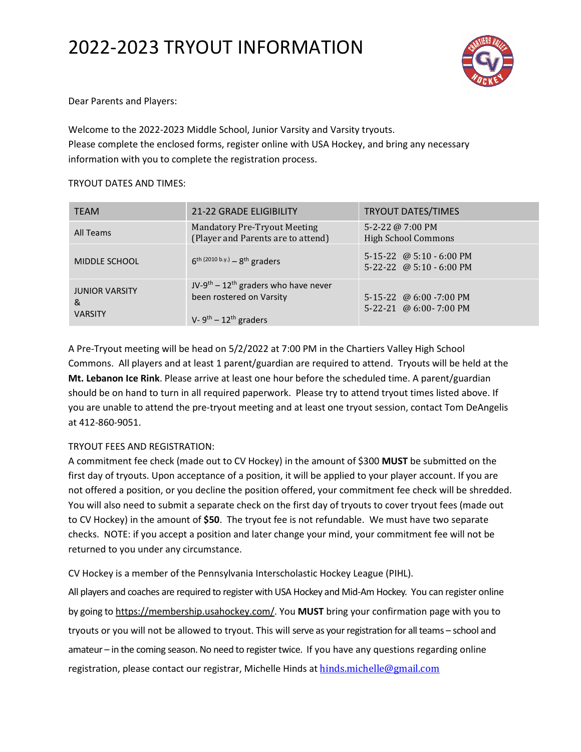# 2022-2023 TRYOUT INFORMATION

Dear Parents and Players:

Welcome to the 2022-2023 Middle School, Junior Varsity and Varsity tryouts.
Please complete the enclosed forms, register online with USA Hockey, and bring any necessary information with you to complete the registration process.

TRYOUT DATES AND TIMES:

| TEAM | 21-22 GRADE ELIGIBILITY | TRYOUT DATES/TIMES |
|---|---|---|
| All Teams | Mandatory Pre-Tryout Meeting (Player and Parents are to attend) | 5-2-22 @ 7:00 PM High School Commons |
| MIDDLE SCHOOL | 6th (2010 b.y.) – 8th graders | 5-15-22 @ 5:10 - 6:00 PM<br>5-22-22 @ 5:10 - 6:00 PM |
| JUNIOR VARSITY & VARSITY | JV-9th – 12th graders who have never been rostered on Varsity<br><br>V- 9th – 12th graders | 5-15-22 @ 6:00 -7:00 PM<br>5-22-21 @ 6:00- 7:00 PM |

A Pre-Tryout meeting will be head on 5/2/2022 at 7:00 PM in the Chartiers Valley High School Commons. All players and at least 1 parent/guardian are required to attend. Tryouts will be held at the **Mt. Lebanon Ice Rink**. Please arrive at least one hour before the scheduled time. A parent/guardian should be on hand to turn in all required paperwork. Please try to attend tryout times listed above. If you are unable to attend the pre-tryout meeting and at least one tryout session, contact Tom DeAngelis at 412-860-9051.

TRYOUT FEES AND REGISTRATION:
A commitment fee check (made out to CV Hockey) in the amount of $300 **MUST** be submitted on the first day of tryouts. Upon acceptance of a position, it will be applied to your player account. If you are not offered a position, or you decline the position offered, your commitment fee check will be shredded. You will also need to submit a separate check on the first day of tryouts to cover tryout fees (made out to CV Hockey) in the amount of **$50**. The tryout fee is not refundable. We must have two separate checks. NOTE: if you accept a position and later change your mind, your commitment fee will not be returned to you under any circumstance.

CV Hockey is a member of the Pennsylvania Interscholastic Hockey League (PIHL).

All players and coaches are required to register with USA Hockey and Mid-Am Hockey. You can register online by going to https://membership.usahockey.com/. You **MUST** bring your confirmation page with you to tryouts or you will not be allowed to tryout. This will serve as your registration for all teams – school and amateur – in the coming season. No need to register twice. If you have any questions regarding online registration, please contact our registrar, Michelle Hinds at hinds.michelle@gmail.com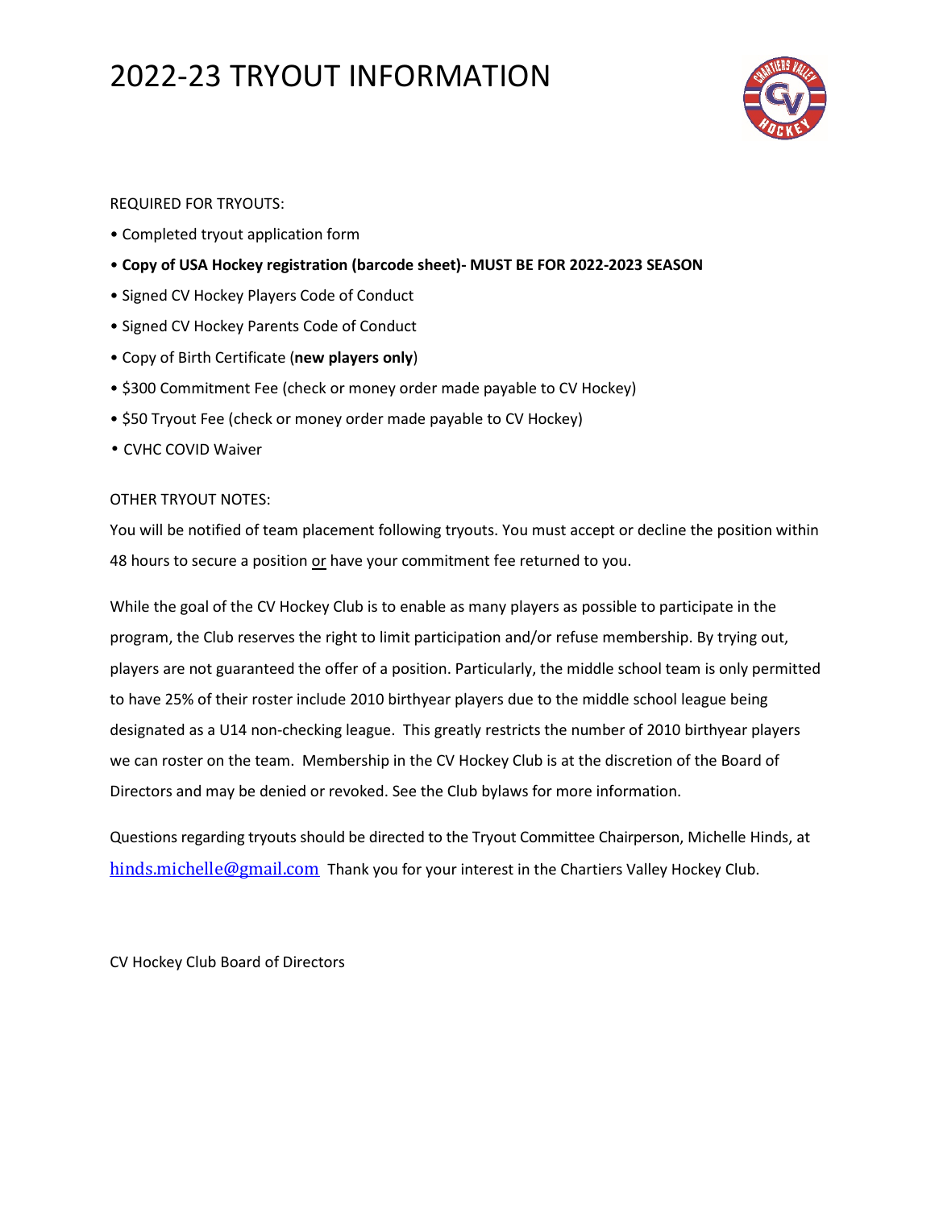# 2022-23 TRYOUT INFORMATION

REQUIRED FOR TRYOUTS:

- Completed tryout application form
- **Copy of USA Hockey registration (barcode sheet)- MUST BE FOR 2022-2023 SEASON**
- Signed CV Hockey Players Code of Conduct
- Signed CV Hockey Parents Code of Conduct
- Copy of Birth Certificate (**new players only**)
- $300 Commitment Fee (check or money order made payable to CV Hockey)
- $50 Tryout Fee (check or money order made payable to CV Hockey)
- CVHC COVID Waiver

OTHER TRYOUT NOTES:

You will be notified of team placement following tryouts. You must accept or decline the position within 48 hours to secure a position or have your commitment fee returned to you.

While the goal of the CV Hockey Club is to enable as many players as possible to participate in the program, the Club reserves the right to limit participation and/or refuse membership. By trying out, players are not guaranteed the offer of a position. Particularly, the middle school team is only permitted to have 25% of their roster include 2010 birthyear players due to the middle school league being designated as a U14 non-checking league. This greatly restricts the number of 2010 birthyear players we can roster on the team. Membership in the CV Hockey Club is at the discretion of the Board of Directors and may be denied or revoked. See the Club bylaws for more information.

Questions regarding tryouts should be directed to the Tryout Committee Chairperson, Michelle Hinds, at hinds.michelle@gmail.com Thank you for your interest in the Chartiers Valley Hockey Club.

CV Hockey Club Board of Directors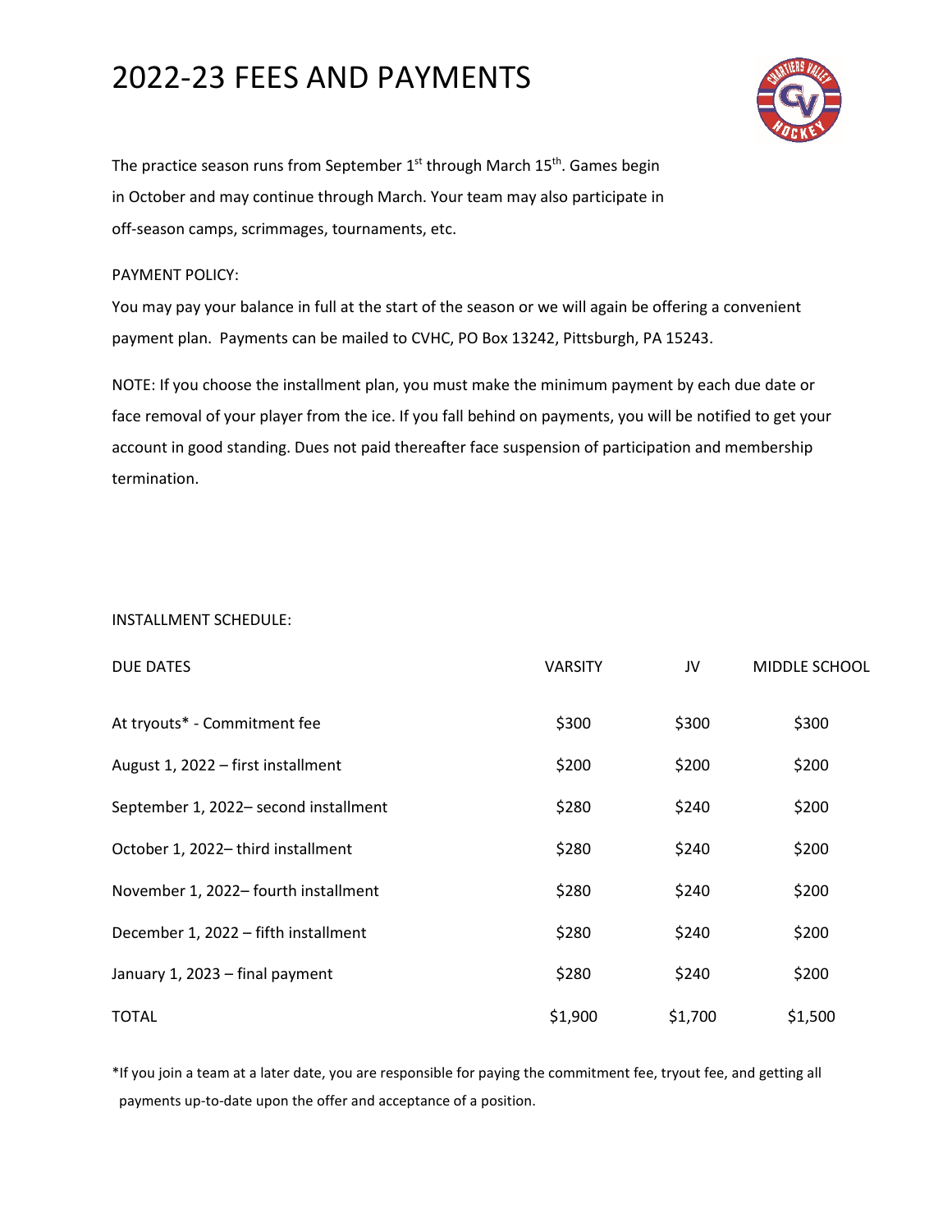# 2022-23 FEES AND PAYMENTS

The practice season runs from September 1st through March 15th. Games begin in October and may continue through March. Your team may also participate in off-season camps, scrimmages, tournaments, etc.

PAYMENT POLICY:

You may pay your balance in full at the start of the season or we will again be offering a convenient payment plan. Payments can be mailed to CVHC, PO Box 13242, Pittsburgh, PA 15243.

NOTE: If you choose the installment plan, you must make the minimum payment by each due date or face removal of your player from the ice. If you fall behind on payments, you will be notified to get your account in good standing. Dues not paid thereafter face suspension of participation and membership termination.

INSTALLMENT SCHEDULE:

| DUE DATES | VARSITY | JV | MIDDLE SCHOOL |
|---|---|---|---|
| At tryouts* - Commitment fee | $300 | $300 | $300 |
| August 1, 2022 – first installment | $200 | $200 | $200 |
| September 1, 2022– second installment | $280 | $240 | $200 |
| October 1, 2022– third installment | $280 | $240 | $200 |
| November 1, 2022– fourth installment | $280 | $240 | $200 |
| December 1, 2022 – fifth installment | $280 | $240 | $200 |
| January 1, 2023 – final payment | $280 | $240 | $200 |
| TOTAL | $1,900 | $1,700 | $1,500 |

*If you join a team at a later date, you are responsible for paying the commitment fee, tryout fee, and getting all payments up-to-date upon the offer and acceptance of a position.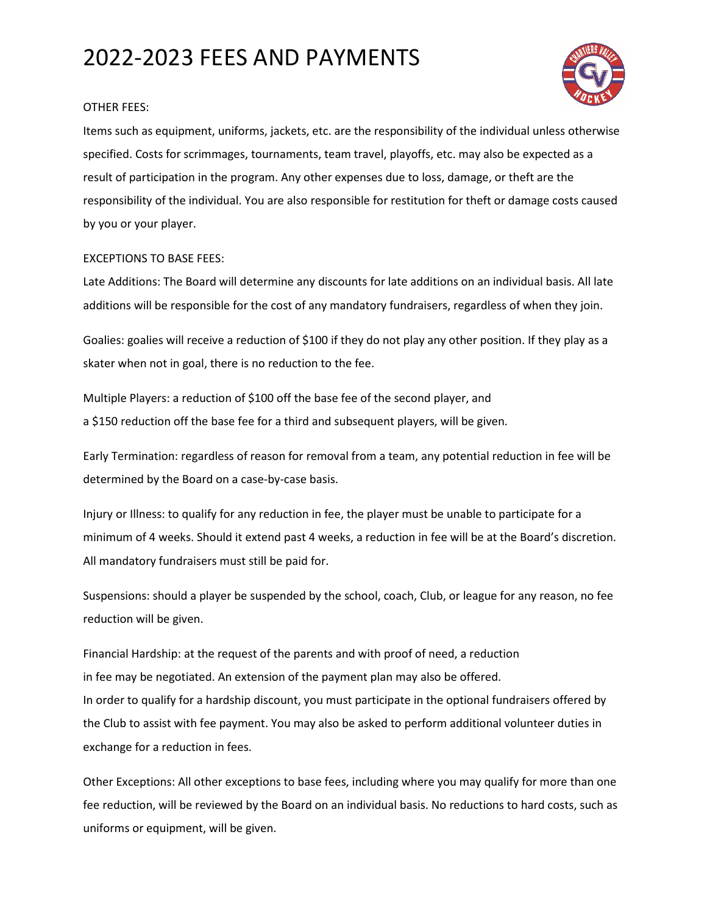# 2022-2023 FEES AND PAYMENTS

OTHER FEES:

Items such as equipment, uniforms, jackets, etc. are the responsibility of the individual unless otherwise specified. Costs for scrimmages, tournaments, team travel, playoffs, etc. may also be expected as a result of participation in the program. Any other expenses due to loss, damage, or theft are the responsibility of the individual. You are also responsible for restitution for theft or damage costs caused by you or your player.

EXCEPTIONS TO BASE FEES:

Late Additions: The Board will determine any discounts for late additions on an individual basis. All late additions will be responsible for the cost of any mandatory fundraisers, regardless of when they join.

Goalies: goalies will receive a reduction of $100 if they do not play any other position. If they play as a skater when not in goal, there is no reduction to the fee.

Multiple Players: a reduction of $100 off the base fee of the second player, and a $150 reduction off the base fee for a third and subsequent players, will be given.

Early Termination: regardless of reason for removal from a team, any potential reduction in fee will be determined by the Board on a case-by-case basis.

Injury or Illness: to qualify for any reduction in fee, the player must be unable to participate for a minimum of 4 weeks. Should it extend past 4 weeks, a reduction in fee will be at the Board's discretion. All mandatory fundraisers must still be paid for.

Suspensions: should a player be suspended by the school, coach, Club, or league for any reason, no fee reduction will be given.

Financial Hardship: at the request of the parents and with proof of need, a reduction in fee may be negotiated. An extension of the payment plan may also be offered.
In order to qualify for a hardship discount, you must participate in the optional fundraisers offered by the Club to assist with fee payment. You may also be asked to perform additional volunteer duties in exchange for a reduction in fees.

Other Exceptions: All other exceptions to base fees, including where you may qualify for more than one fee reduction, will be reviewed by the Board on an individual basis. No reductions to hard costs, such as uniforms or equipment, will be given.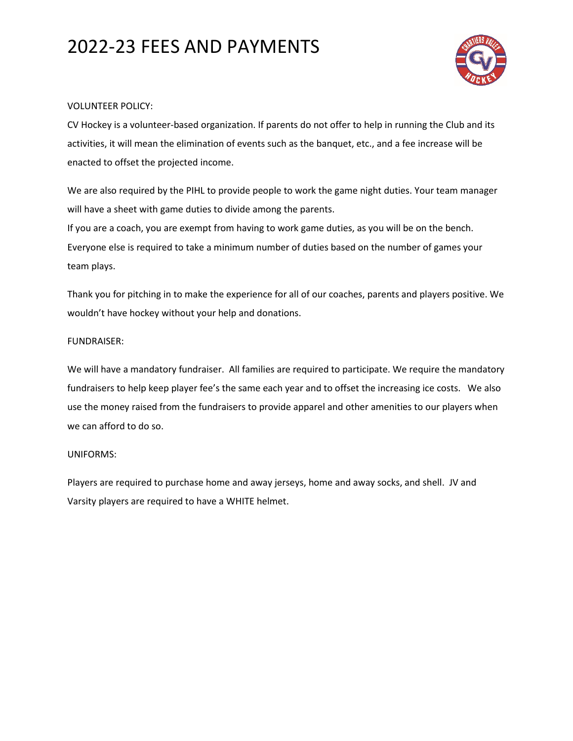# 2022-23 FEES AND PAYMENTS

VOLUNTEER POLICY:

CV Hockey is a volunteer-based organization. If parents do not offer to help in running the Club and its activities, it will mean the elimination of events such as the banquet, etc., and a fee increase will be enacted to offset the projected income.

We are also required by the PIHL to provide people to work the game night duties. Your team manager will have a sheet with game duties to divide among the parents.
If you are a coach, you are exempt from having to work game duties, as you will be on the bench. Everyone else is required to take a minimum number of duties based on the number of games your team plays.

Thank you for pitching in to make the experience for all of our coaches, parents and players positive. We wouldn't have hockey without your help and donations.

FUNDRAISER:

We will have a mandatory fundraiser. All families are required to participate. We require the mandatory fundraisers to help keep player fee's the same each year and to offset the increasing ice costs. We also use the money raised from the fundraisers to provide apparel and other amenities to our players when we can afford to do so.

UNIFORMS:

Players are required to purchase home and away jerseys, home and away socks, and shell. JV and Varsity players are required to have a WHITE helmet.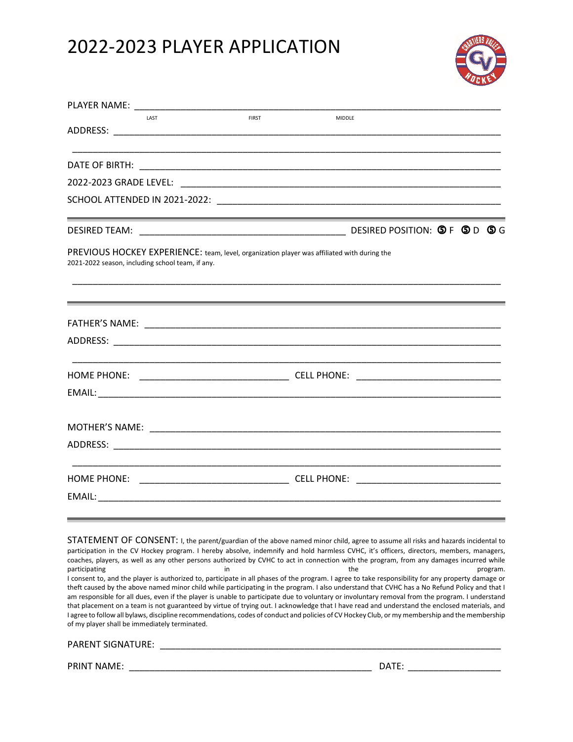# 2022-2023 PLAYER APPLICATION

PLAYER NAME: ______________________________________________________________________

LAST FIRST MIDDLE

ADDRESS: _________________________________________________________________________

__________________________________________________________________________________

DATE OF BIRTH: ____________________________________________________________________

2022-2023 GRADE LEVEL: _____________________________________________________________

SCHOOL ATTENDED IN 2021-2022: _______________________________________________________

DESIRED TEAM: ____________________________________ DESIRED POSITION: ⑤ F ⑤ D ⑤ G

PREVIOUS HOCKEY EXPERIENCE: team, level, organization player was affiliated with during the 2021-2022 season, including school team, if any.

__________________________________________________________________________________

FATHER'S NAME: _____________________________________________________________________

ADDRESS: _________________________________________________________________________

__________________________________________________________________________________

HOME PHONE: __________________________ CELL PHONE: __________________________

EMAIL: ___________________________________________________________________________

MOTHER'S NAME: ____________________________________________________________________

ADDRESS: _________________________________________________________________________

__________________________________________________________________________________

HOME PHONE: __________________________ CELL PHONE: __________________________

EMAIL: ___________________________________________________________________________

STATEMENT OF CONSENT: I, the parent/guardian of the above named minor child, agree to assume all risks and hazards incidental to participation in the CV Hockey program. I hereby absolve, indemnify and hold harmless CVHC, it's officers, directors, members, managers, coaches, players, as well as any other persons authorized by CVHC to act in connection with the program, from any damages incurred while participating in the program. I consent to, and the player is authorized to, participate in all phases of the program. I agree to take responsibility for any property damage or theft caused by the above named minor child while participating in the program. I also understand that CVHC has a No Refund Policy and that I am responsible for all dues, even if the player is unable to participate due to voluntary or involuntary removal from the program. I understand that placement on a team is not guaranteed by virtue of trying out. I acknowledge that I have read and understand the enclosed materials, and I agree to follow all bylaws, discipline recommendations, codes of conduct and policies of CV Hockey Club, or my membership and the membership of my player shall be immediately terminated.

PARENT SIGNATURE: _________________________________________________________________

PRINT NAME: ____________________________________________ DATE: _________________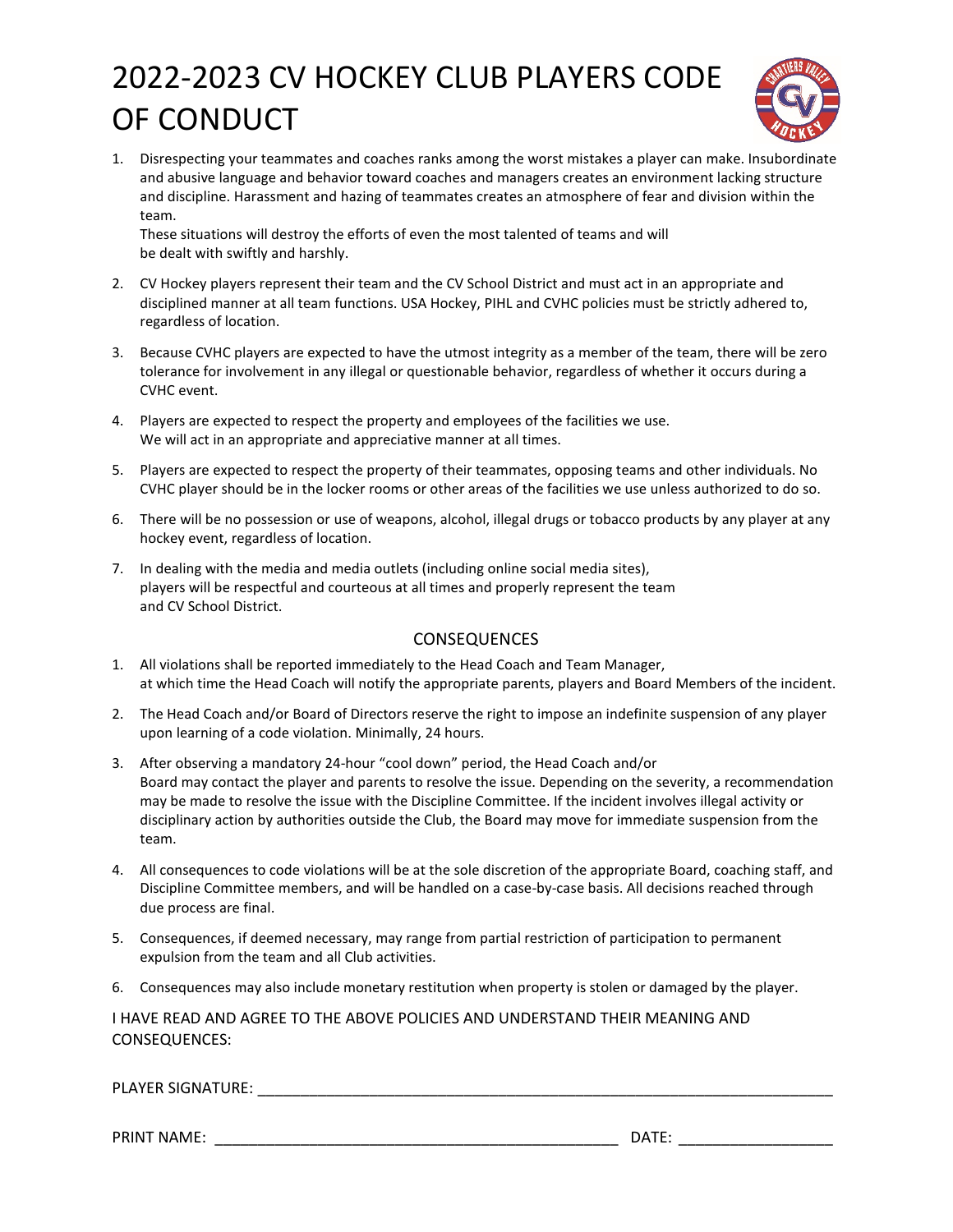# 2022-2023 CV HOCKEY CLUB PLAYERS CODE OF CONDUCT

1. Disrespecting your teammates and coaches ranks among the worst mistakes a player can make. Insubordinate and abusive language and behavior toward coaches and managers creates an environment lacking structure and discipline. Harassment and hazing of teammates creates an atmosphere of fear and division within the team.
   These situations will destroy the efforts of even the most talented of teams and will be dealt with swiftly and harshly.

2. CV Hockey players represent their team and the CV School District and must act in an appropriate and disciplined manner at all team functions. USA Hockey, PIHL and CVHC policies must be strictly adhered to, regardless of location.

3. Because CVHC players are expected to have the utmost integrity as a member of the team, there will be zero tolerance for involvement in any illegal or questionable behavior, regardless of whether it occurs during a CVHC event.

4. Players are expected to respect the property and employees of the facilities we use. We will act in an appropriate and appreciative manner at all times.

5. Players are expected to respect the property of their teammates, opposing teams and other individuals. No CVHC player should be in the locker rooms or other areas of the facilities we use unless authorized to do so.

6. There will be no possession or use of weapons, alcohol, illegal drugs or tobacco products by any player at any hockey event, regardless of location.

7. In dealing with the media and media outlets (including online social media sites), players will be respectful and courteous at all times and properly represent the team and CV School District.

## CONSEQUENCES

1. All violations shall be reported immediately to the Head Coach and Team Manager, at which time the Head Coach will notify the appropriate parents, players and Board Members of the incident.

2. The Head Coach and/or Board of Directors reserve the right to impose an indefinite suspension of any player upon learning of a code violation. Minimally, 24 hours.

3. After observing a mandatory 24-hour "cool down" period, the Head Coach and/or Board may contact the player and parents to resolve the issue. Depending on the severity, a recommendation may be made to resolve the issue with the Discipline Committee. If the incident involves illegal activity or disciplinary action by authorities outside the Club, the Board may move for immediate suspension from the team.

4. All consequences to code violations will be at the sole discretion of the appropriate Board, coaching staff, and Discipline Committee members, and will be handled on a case-by-case basis. All decisions reached through due process are final.

5. Consequences, if deemed necessary, may range from partial restriction of participation to permanent expulsion from the team and all Club activities.

6. Consequences may also include monetary restitution when property is stolen or damaged by the player.

I HAVE READ AND AGREE TO THE ABOVE POLICIES AND UNDERSTAND THEIR MEANING AND CONSEQUENCES:

PLAYER SIGNATURE: ______________________________________________________________________

PRINT NAME: __________________________________________________ DATE: __________________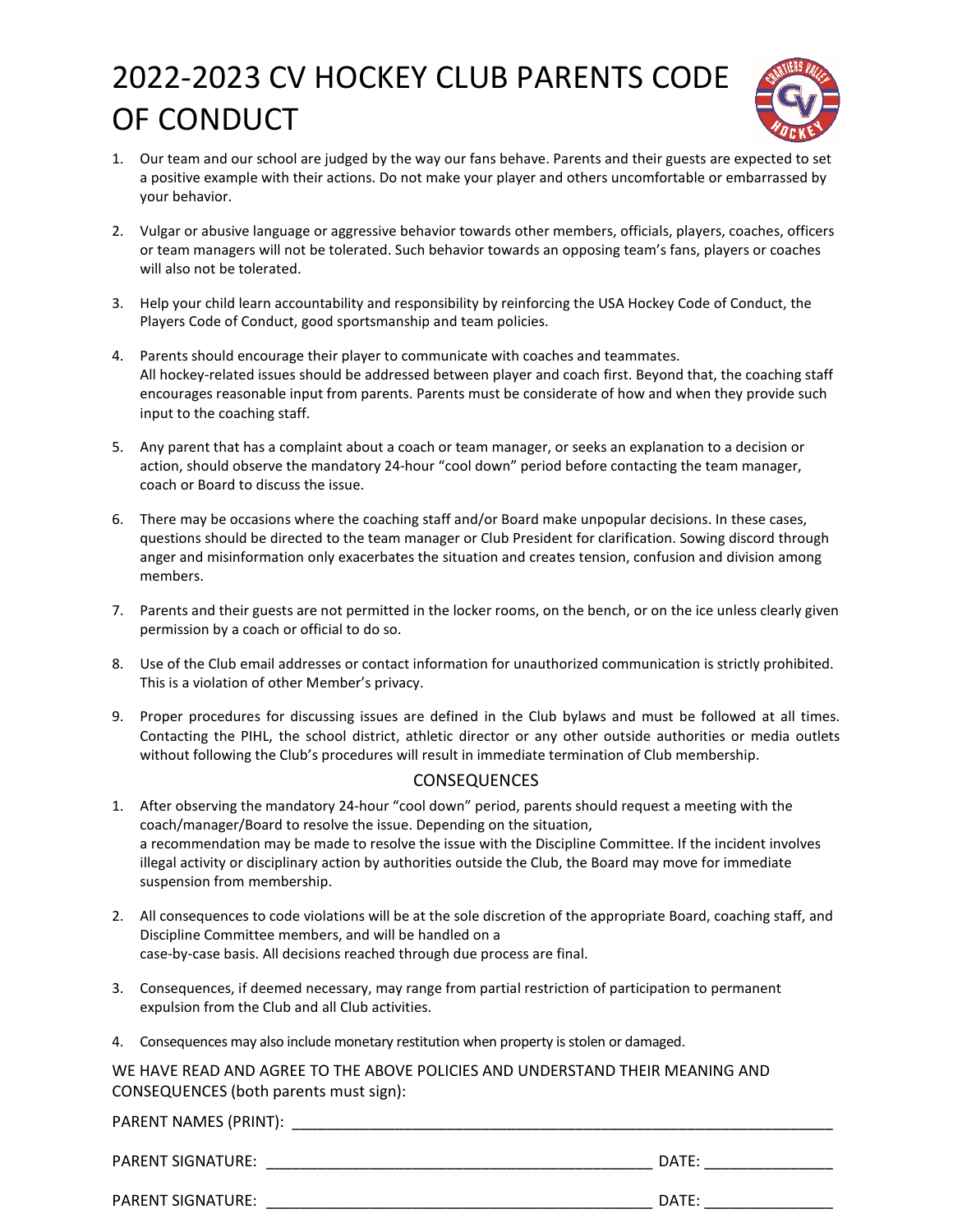# 2022-2023 CV HOCKEY CLUB PARENTS CODE OF CONDUCT

1. Our team and our school are judged by the way our fans behave. Parents and their guests are expected to set a positive example with their actions. Do not make your player and others uncomfortable or embarrassed by your behavior.

2. Vulgar or abusive language or aggressive behavior towards other members, officials, players, coaches, officers or team managers will not be tolerated. Such behavior towards an opposing team's fans, players or coaches will also not be tolerated.

3. Help your child learn accountability and responsibility by reinforcing the USA Hockey Code of Conduct, the Players Code of Conduct, good sportsmanship and team policies.

4. Parents should encourage their player to communicate with coaches and teammates.
   All hockey-related issues should be addressed between player and coach first. Beyond that, the coaching staff encourages reasonable input from parents. Parents must be considerate of how and when they provide such input to the coaching staff.

5. Any parent that has a complaint about a coach or team manager, or seeks an explanation to a decision or action, should observe the mandatory 24-hour "cool down" period before contacting the team manager, coach or Board to discuss the issue.

6. There may be occasions where the coaching staff and/or Board make unpopular decisions. In these cases, questions should be directed to the team manager or Club President for clarification. Sowing discord through anger and misinformation only exacerbates the situation and creates tension, confusion and division among members.

7. Parents and their guests are not permitted in the locker rooms, on the bench, or on the ice unless clearly given permission by a coach or official to do so.

8. Use of the Club email addresses or contact information for unauthorized communication is strictly prohibited. This is a violation of other Member's privacy.

9. Proper procedures for discussing issues are defined in the Club bylaws and must be followed at all times. Contacting the PIHL, the school district, athletic director or any other outside authorities or media outlets without following the Club's procedures will result in immediate termination of Club membership.

## CONSEQUENCES

1. After observing the mandatory 24-hour "cool down" period, parents should request a meeting with the coach/manager/Board to resolve the issue. Depending on the situation,
   a recommendation may be made to resolve the issue with the Discipline Committee. If the incident involves illegal activity or disciplinary action by authorities outside the Club, the Board may move for immediate suspension from membership.

2. All consequences to code violations will be at the sole discretion of the appropriate Board, coaching staff, and Discipline Committee members, and will be handled on a
   case-by-case basis. All decisions reached through due process are final.

3. Consequences, if deemed necessary, may range from partial restriction of participation to permanent expulsion from the Club and all Club activities.

4. Consequences may also include monetary restitution when property is stolen or damaged.

WE HAVE READ AND AGREE TO THE ABOVE POLICIES AND UNDERSTAND THEIR MEANING AND CONSEQUENCES (both parents must sign):

PARENT NAMES (PRINT): ____________________________________________

PARENT SIGNATURE: ______________________________ DATE: ______________

PARENT SIGNATURE: ______________________________ DATE: ______________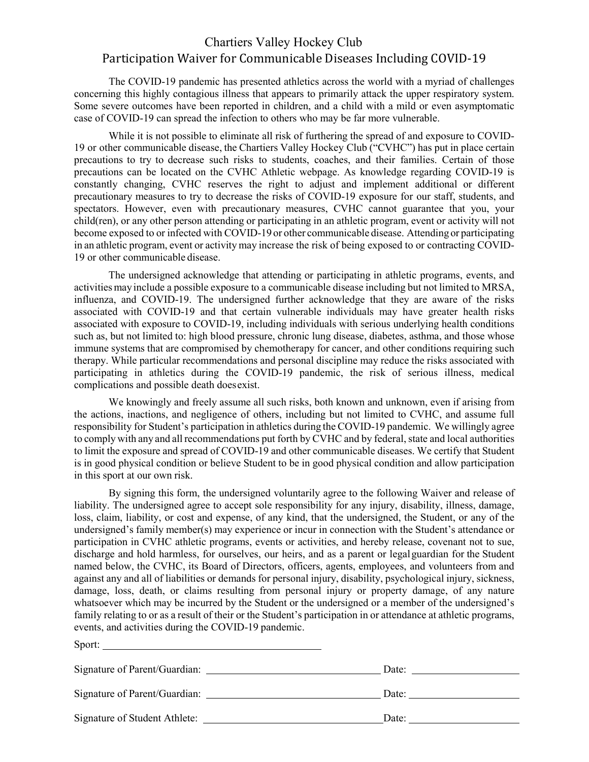# Chartiers Valley Hockey Club
## Participation Waiver for Communicable Diseases Including COVID-19

The COVID-19 pandemic has presented athletics across the world with a myriad of challenges concerning this highly contagious illness that appears to primarily attack the upper respiratory system. Some severe outcomes have been reported in children, and a child with a mild or even asymptomatic case of COVID-19 can spread the infection to others who may be far more vulnerable.

While it is not possible to eliminate all risk of furthering the spread of and exposure to COVID-19 or other communicable disease, the Chartiers Valley Hockey Club ("CVHC") has put in place certain precautions to try to decrease such risks to students, coaches, and their families. Certain of those precautions can be located on the CVHC Athletic webpage. As knowledge regarding COVID-19 is constantly changing, CVHC reserves the right to adjust and implement additional or different precautionary measures to try to decrease the risks of COVID-19 exposure for our staff, students, and spectators. However, even with precautionary measures, CVHC cannot guarantee that you, your child(ren), or any other person attending or participating in an athletic program, event or activity will not become exposed to or infected with COVID-19 or other communicable disease. Attending or participating in an athletic program, event or activity may increase the risk of being exposed to or contracting COVID-19 or other communicable disease.

The undersigned acknowledge that attending or participating in athletic programs, events, and activities may include a possible exposure to a communicable disease including but not limited to MRSA, influenza, and COVID-19. The undersigned further acknowledge that they are aware of the risks associated with COVID-19 and that certain vulnerable individuals may have greater health risks associated with exposure to COVID-19, including individuals with serious underlying health conditions such as, but not limited to: high blood pressure, chronic lung disease, diabetes, asthma, and those whose immune systems that are compromised by chemotherapy for cancer, and other conditions requiring such therapy. While particular recommendations and personal discipline may reduce the risks associated with participating in athletics during the COVID-19 pandemic, the risk of serious illness, medical complications and possible death doesexist.

We knowingly and freely assume all such risks, both known and unknown, even if arising from the actions, inactions, and negligence of others, including but not limited to CVHC, and assume full responsibility for Student's participation in athletics during the COVID-19 pandemic. We willingly agree to comply with any and all recommendations put forth by CVHC and by federal, state and local authorities to limit the exposure and spread of COVID-19 and other communicable diseases. We certify that Student is in good physical condition or believe Student to be in good physical condition and allow participation in this sport at our own risk.

By signing this form, the undersigned voluntarily agree to the following Waiver and release of liability. The undersigned agree to accept sole responsibility for any injury, disability, illness, damage, loss, claim, liability, or cost and expense, of any kind, that the undersigned, the Student, or any of the undersigned's family member(s) may experience or incur in connection with the Student's attendance or participation in CVHC athletic programs, events or activities, and hereby release, covenant not to sue, discharge and hold harmless, for ourselves, our heirs, and as a parent or legal guardian for the Student named below, the CVHC, its Board of Directors, officers, agents, employees, and volunteers from and against any and all of liabilities or demands for personal injury, disability, psychological injury, sickness, damage, loss, death, or claims resulting from personal injury or property damage, of any nature whatsoever which may be incurred by the Student or the undersigned or a member of the undersigned's family relating to or as a result of their or the Student's participation in or attendance at athletic programs, events, and activities during the COVID-19 pandemic.

Sport: ______________________________

Signature of Parent/Guardian: ______________________________ Date: ________________

Signature of Parent/Guardian: ______________________________ Date: ________________

Signature of Student Athlete: ______________________________ Date: ________________